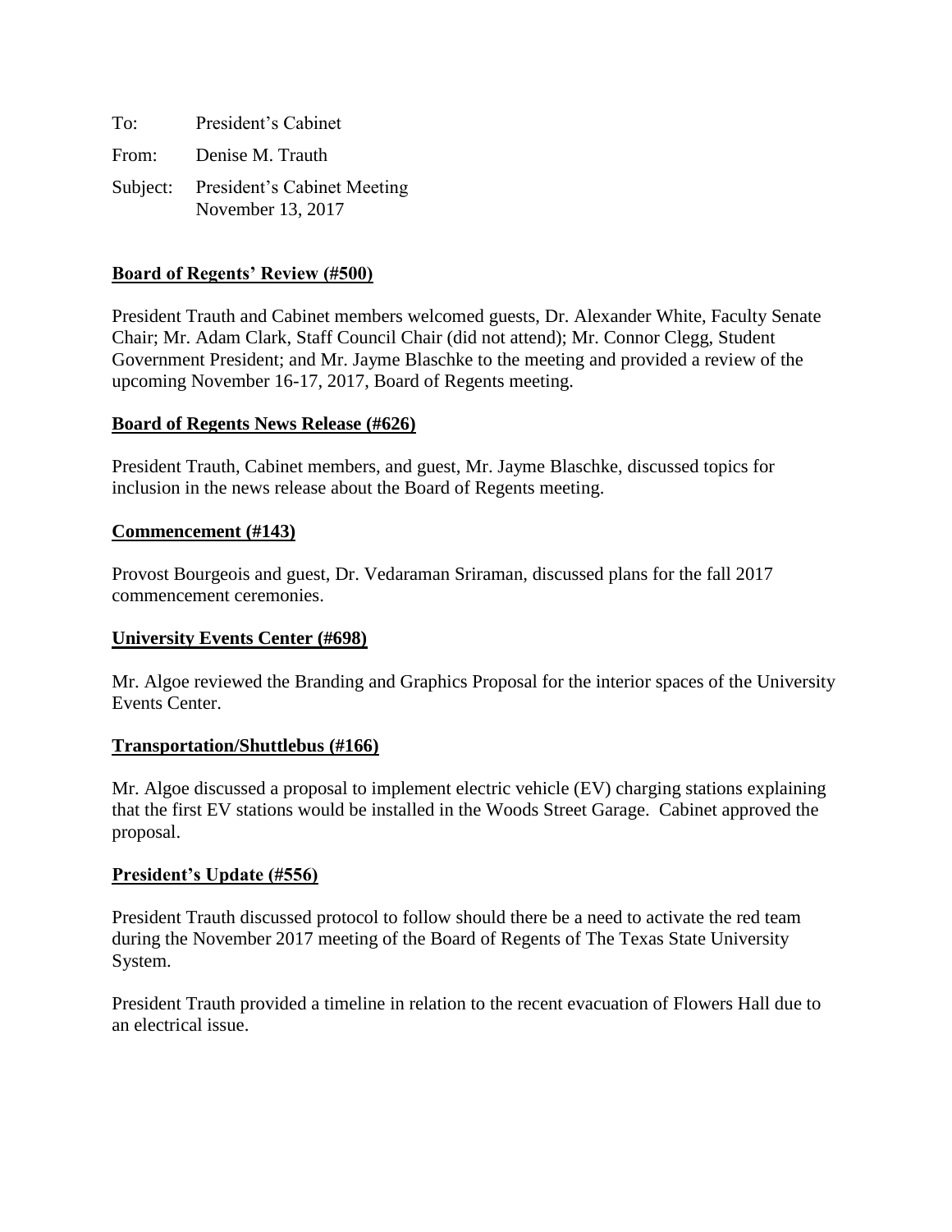To: President's Cabinet

From: Denise M. Trauth

Subject: President's Cabinet Meeting
November 13, 2017

**Board of Regents' Review (#500)**

President Trauth and Cabinet members welcomed guests, Dr. Alexander White, Faculty Senate Chair; Mr. Adam Clark, Staff Council Chair (did not attend); Mr. Connor Clegg, Student Government President; and Mr. Jayme Blaschke to the meeting and provided a review of the upcoming November 16-17, 2017, Board of Regents meeting.

**Board of Regents News Release (#626)**

President Trauth, Cabinet members, and guest, Mr. Jayme Blaschke, discussed topics for inclusion in the news release about the Board of Regents meeting.

**Commencement (#143)**

Provost Bourgeois and guest, Dr. Vedaraman Sriraman, discussed plans for the fall 2017 commencement ceremonies.

**University Events Center (#698)**

Mr. Algoe reviewed the Branding and Graphics Proposal for the interior spaces of the University Events Center.

**Transportation/Shuttlebus (#166)**

Mr. Algoe discussed a proposal to implement electric vehicle (EV) charging stations explaining that the first EV stations would be installed in the Woods Street Garage. Cabinet approved the proposal.

**President's Update (#556)**

President Trauth discussed protocol to follow should there be a need to activate the red team during the November 2017 meeting of the Board of Regents of The Texas State University System.

President Trauth provided a timeline in relation to the recent evacuation of Flowers Hall due to an electrical issue.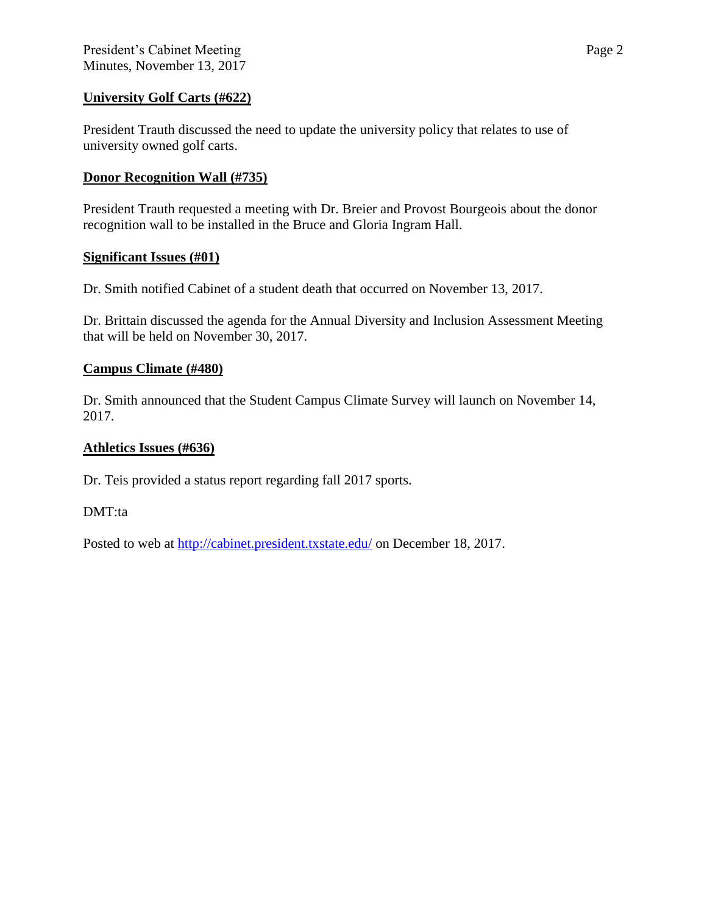## University Golf Carts (#622)

President Trauth discussed the need to update the university policy that relates to use of university owned golf carts.

## Donor Recognition Wall (#735)

President Trauth requested a meeting with Dr. Breier and Provost Bourgeois about the donor recognition wall to be installed in the Bruce and Gloria Ingram Hall.

## Significant Issues (#01)

Dr. Smith notified Cabinet of a student death that occurred on November 13, 2017.

Dr. Brittain discussed the agenda for the Annual Diversity and Inclusion Assessment Meeting that will be held on November 30, 2017.

## Campus Climate (#480)

Dr. Smith announced that the Student Campus Climate Survey will launch on November 14, 2017.

## Athletics Issues (#636)

Dr. Teis provided a status report regarding fall 2017 sports.

DMT:ta

Posted to web at [http://cabinet.president.txstate.edu/](http://cabinet.president.txstate.edu/) on December 18, 2017.